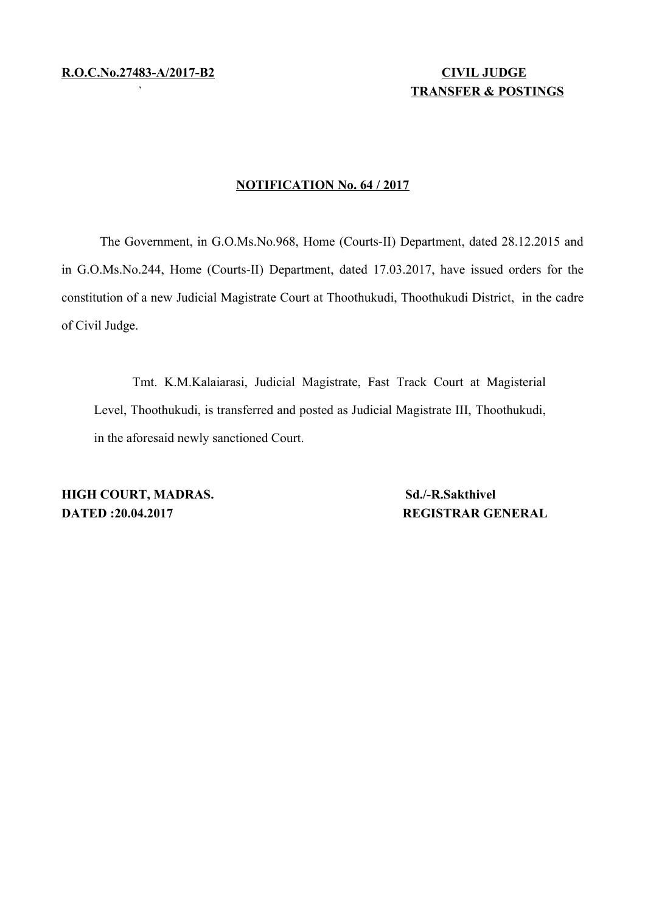**R.O.C.No.27483-A/2017-B2** **CIVIL JUDGE**
**TRANSFER & POSTINGS**

**NOTIFICATION No. 64 / 2017**

The Government, in G.O.Ms.No.968, Home (Courts-II) Department, dated 28.12.2015 and in G.O.Ms.No.244, Home (Courts-II) Department, dated 17.03.2017, have issued orders for the constitution of a new Judicial Magistrate Court at Thoothukudi, Thoothukudi District, in the cadre of Civil Judge.

Tmt. K.M.Kalaiarasi, Judicial Magistrate, Fast Track Court at Magisterial Level, Thoothukudi, is transferred and posted as Judicial Magistrate III, Thoothukudi, in the aforesaid newly sanctioned Court.

**HIGH COURT, MADRAS.** **Sd./-R.Sakthivel**
**DATED :20.04.2017** **REGISTRAR GENERAL**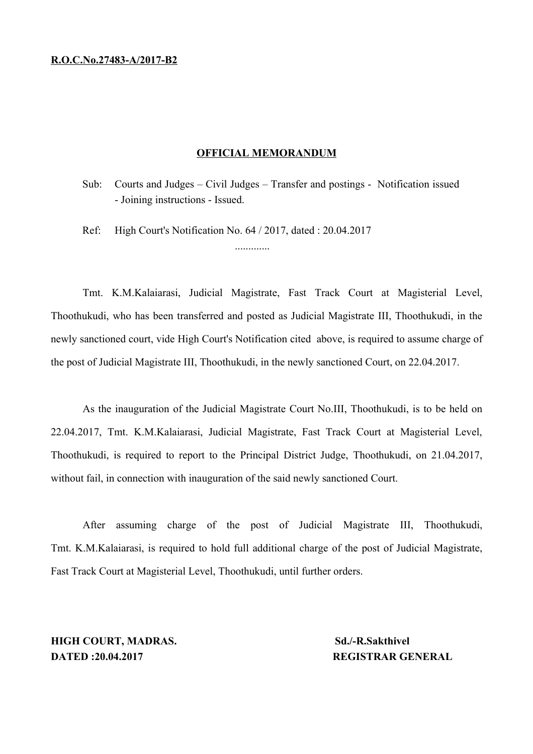**R.O.C.No.27483-A/2017-B2**

## OFFICIAL MEMORANDUM

Sub: Courts and Judges – Civil Judges – Transfer and postings - Notification issued - Joining instructions - Issued.

Ref: High Court's Notification No. 64 / 2017, dated : 20.04.2017

.............

Tmt. K.M.Kalaiarasi, Judicial Magistrate, Fast Track Court at Magisterial Level, Thoothukudi, who has been transferred and posted as Judicial Magistrate III, Thoothukudi, in the newly sanctioned court, vide High Court's Notification cited above, is required to assume charge of the post of Judicial Magistrate III, Thoothukudi, in the newly sanctioned Court, on 22.04.2017.

As the inauguration of the Judicial Magistrate Court No.III, Thoothukudi, is to be held on 22.04.2017, Tmt. K.M.Kalaiarasi, Judicial Magistrate, Fast Track Court at Magisterial Level, Thoothukudi, is required to report to the Principal District Judge, Thoothukudi, on 21.04.2017, without fail, in connection with inauguration of the said newly sanctioned Court.

After assuming charge of the post of Judicial Magistrate III, Thoothukudi, Tmt. K.M.Kalaiarasi, is required to hold full additional charge of the post of Judicial Magistrate, Fast Track Court at Magisterial Level, Thoothukudi, until further orders.

**HIGH COURT, MADRAS.** **Sd./-R.Sakthivel**

**DATED :20.04.2017** **REGISTRAR GENERAL**